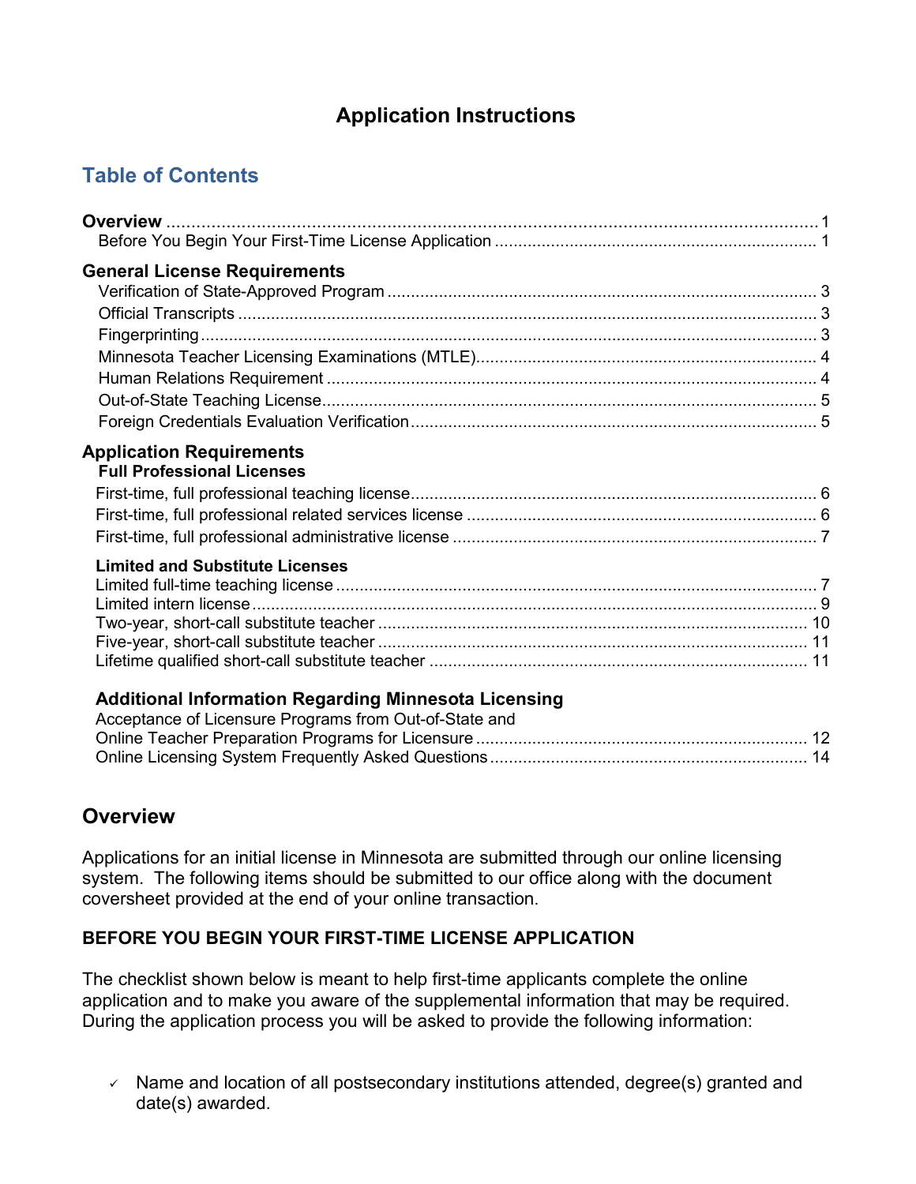# Application Instructions

## Table of Contents

**Overview** .......... 1
- Before You Begin Your First-Time License Application .......... 1

**General License Requirements**
- Verification of State-Approved Program .......... 3
- Official Transcripts .......... 3
- Fingerprinting .......... 3
- Minnesota Teacher Licensing Examinations (MTLE) .......... 4
- Human Relations Requirement .......... 4
- Out-of-State Teaching License .......... 5
- Foreign Credentials Evaluation Verification .......... 5

**Application Requirements**

**Full Professional Licenses**
- First-time, full professional teaching license .......... 6
- First-time, full professional related services license .......... 6
- First-time, full professional administrative license .......... 7

**Limited and Substitute Licenses**
- Limited full-time teaching license .......... 7
- Limited intern license .......... 9
- Two-year, short-call substitute teacher .......... 10
- Five-year, short-call substitute teacher .......... 11
- Lifetime qualified short-call substitute teacher .......... 11

**Additional Information Regarding Minnesota Licensing**
- Acceptance of Licensure Programs from Out-of-State and Online Teacher Preparation Programs for Licensure .......... 12
- Online Licensing System Frequently Asked Questions .......... 14

## Overview

Applications for an initial license in Minnesota are submitted through our online licensing system. The following items should be submitted to our office along with the document coversheet provided at the end of your online transaction.

### BEFORE YOU BEGIN YOUR FIRST-TIME LICENSE APPLICATION

The checklist shown below is meant to help first-time applicants complete the online application and to make you aware of the supplemental information that may be required. During the application process you will be asked to provide the following information:

- ✓ Name and location of all postsecondary institutions attended, degree(s) granted and date(s) awarded.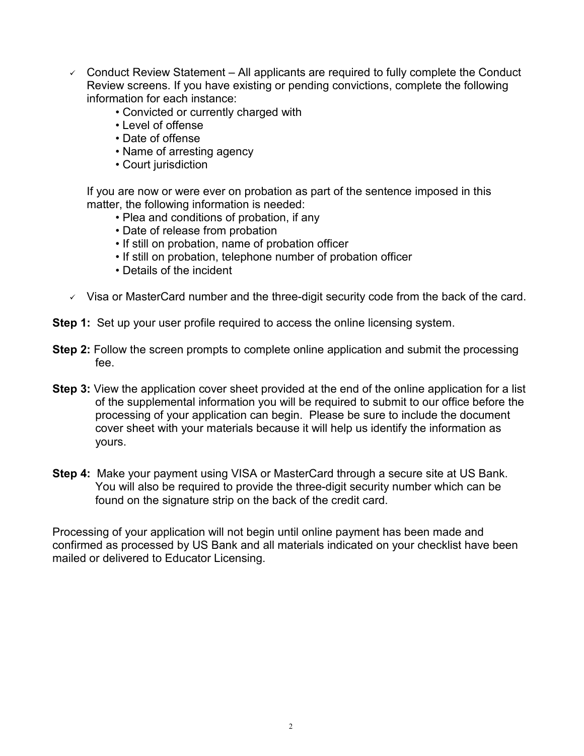- ✓ Conduct Review Statement – All applicants are required to fully complete the Conduct Review screens. If you have existing or pending convictions, complete the following information for each instance:
    - Convicted or currently charged with
    - Level of offense
    - Date of offense
    - Name of arresting agency
    - Court jurisdiction

  If you are now or were ever on probation as part of the sentence imposed in this matter, the following information is needed:
    - Plea and conditions of probation, if any
    - Date of release from probation
    - If still on probation, name of probation officer
    - If still on probation, telephone number of probation officer
    - Details of the incident

- ✓ Visa or MasterCard number and the three-digit security code from the back of the card.

**Step 1:** Set up your user profile required to access the online licensing system.

**Step 2:** Follow the screen prompts to complete online application and submit the processing fee.

**Step 3:** View the application cover sheet provided at the end of the online application for a list of the supplemental information you will be required to submit to our office before the processing of your application can begin. Please be sure to include the document cover sheet with your materials because it will help us identify the information as yours.

**Step 4:** Make your payment using VISA or MasterCard through a secure site at US Bank. You will also be required to provide the three-digit security number which can be found on the signature strip on the back of the credit card.

Processing of your application will not begin until online payment has been made and confirmed as processed by US Bank and all materials indicated on your checklist have been mailed or delivered to Educator Licensing.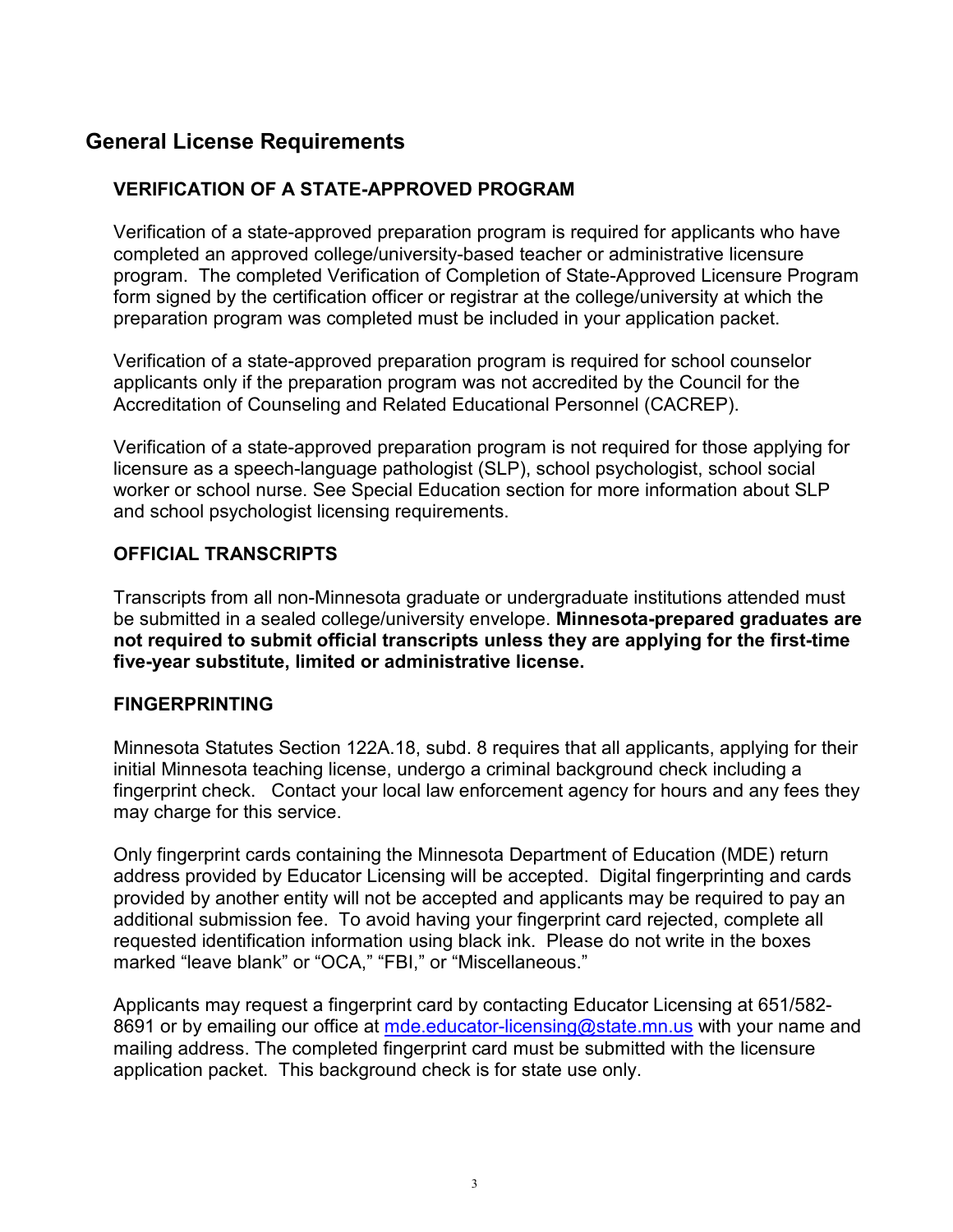## General License Requirements

### VERIFICATION OF A STATE-APPROVED PROGRAM

Verification of a state-approved preparation program is required for applicants who have completed an approved college/university-based teacher or administrative licensure program. The completed Verification of Completion of State-Approved Licensure Program form signed by the certification officer or registrar at the college/university at which the preparation program was completed must be included in your application packet.

Verification of a state-approved preparation program is required for school counselor applicants only if the preparation program was not accredited by the Council for the Accreditation of Counseling and Related Educational Personnel (CACREP).

Verification of a state-approved preparation program is not required for those applying for licensure as a speech-language pathologist (SLP), school psychologist, school social worker or school nurse. See Special Education section for more information about SLP and school psychologist licensing requirements.

### OFFICIAL TRANSCRIPTS

Transcripts from all non-Minnesota graduate or undergraduate institutions attended must be submitted in a sealed college/university envelope. **Minnesota-prepared graduates are not required to submit official transcripts unless they are applying for the first-time five-year substitute, limited or administrative license.**

### FINGERPRINTING

Minnesota Statutes Section 122A.18, subd. 8 requires that all applicants, applying for their initial Minnesota teaching license, undergo a criminal background check including a fingerprint check. Contact your local law enforcement agency for hours and any fees they may charge for this service.

Only fingerprint cards containing the Minnesota Department of Education (MDE) return address provided by Educator Licensing will be accepted. Digital fingerprinting and cards provided by another entity will not be accepted and applicants may be required to pay an additional submission fee. To avoid having your fingerprint card rejected, complete all requested identification information using black ink. Please do not write in the boxes marked "leave blank" or "OCA," "FBI," or "Miscellaneous."

Applicants may request a fingerprint card by contacting Educator Licensing at 651/582-8691 or by emailing our office at [mde.educator-licensing@state.mn.us](mailto:mde.educator-licensing@state.mn.us) with your name and mailing address. The completed fingerprint card must be submitted with the licensure application packet. This background check is for state use only.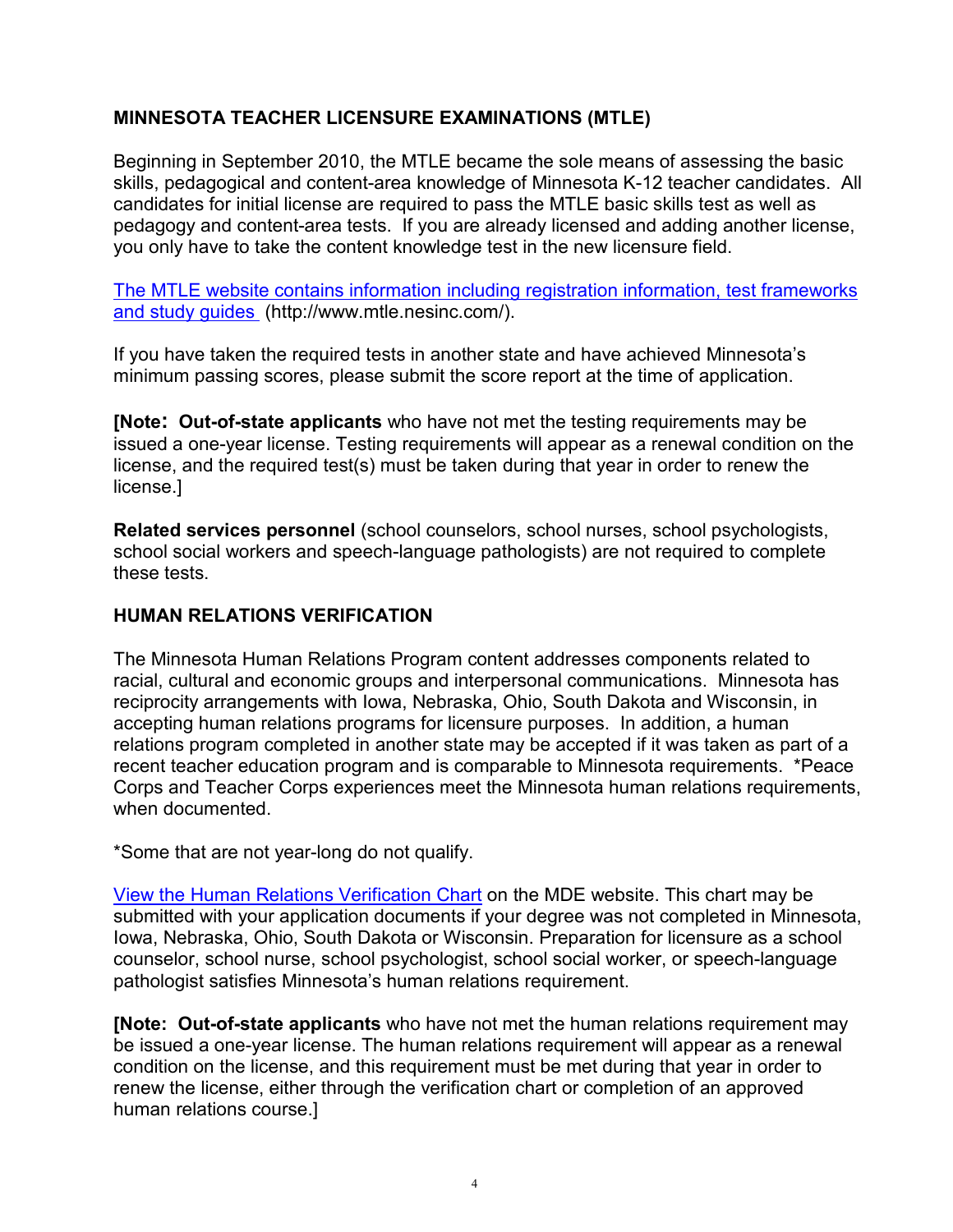## MINNESOTA TEACHER LICENSURE EXAMINATIONS (MTLE)

Beginning in September 2010, the MTLE became the sole means of assessing the basic skills, pedagogical and content-area knowledge of Minnesota K-12 teacher candidates. All candidates for initial license are required to pass the MTLE basic skills test as well as pedagogy and content-area tests. If you are already licensed and adding another license, you only have to take the content knowledge test in the new licensure field.

[The MTLE website contains information including registration information, test frameworks and study guides](http://www.mtle.nesinc.com/) (http://www.mtle.nesinc.com/).

If you have taken the required tests in another state and have achieved Minnesota's minimum passing scores, please submit the score report at the time of application.

**[Note: Out-of-state applicants** who have not met the testing requirements may be issued a one-year license. Testing requirements will appear as a renewal condition on the license, and the required test(s) must be taken during that year in order to renew the license.]

**Related services personnel** (school counselors, school nurses, school psychologists, school social workers and speech-language pathologists) are not required to complete these tests.

## HUMAN RELATIONS VERIFICATION

The Minnesota Human Relations Program content addresses components related to racial, cultural and economic groups and interpersonal communications. Minnesota has reciprocity arrangements with Iowa, Nebraska, Ohio, South Dakota and Wisconsin, in accepting human relations programs for licensure purposes. In addition, a human relations program completed in another state may be accepted if it was taken as part of a recent teacher education program and is comparable to Minnesota requirements. *Peace Corps and Teacher Corps experiences meet the Minnesota human relations requirements, when documented.

*Some that are not year-long do not qualify.

View the Human Relations Verification Chart on the MDE website. This chart may be submitted with your application documents if your degree was not completed in Minnesota, Iowa, Nebraska, Ohio, South Dakota or Wisconsin. Preparation for licensure as a school counselor, school nurse, school psychologist, school social worker, or speech-language pathologist satisfies Minnesota's human relations requirement.

**[Note: Out-of-state applicants** who have not met the human relations requirement may be issued a one-year license. The human relations requirement will appear as a renewal condition on the license, and this requirement must be met during that year in order to renew the license, either through the verification chart or completion of an approved human relations course.]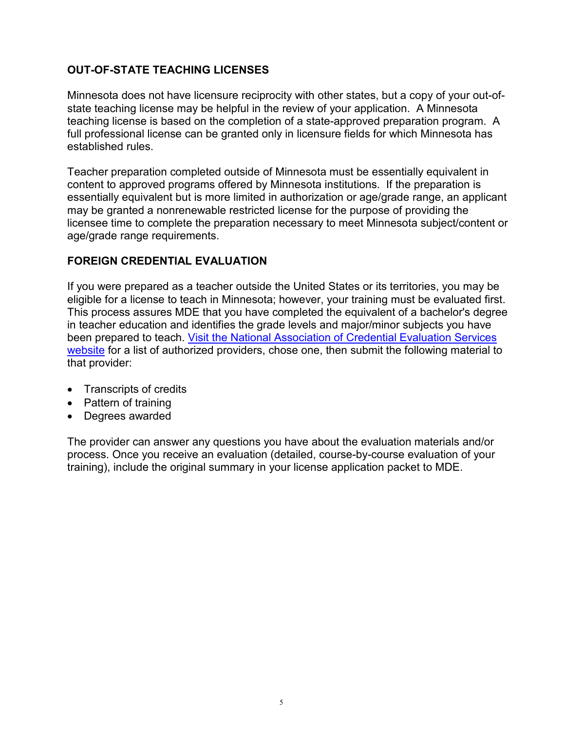## OUT-OF-STATE TEACHING LICENSES

Minnesota does not have licensure reciprocity with other states, but a copy of your out-of-state teaching license may be helpful in the review of your application. A Minnesota teaching license is based on the completion of a state-approved preparation program. A full professional license can be granted only in licensure fields for which Minnesota has established rules.

Teacher preparation completed outside of Minnesota must be essentially equivalent in content to approved programs offered by Minnesota institutions. If the preparation is essentially equivalent but is more limited in authorization or age/grade range, an applicant may be granted a nonrenewable restricted license for the purpose of providing the licensee time to complete the preparation necessary to meet Minnesota subject/content or age/grade range requirements.

## FOREIGN CREDENTIAL EVALUATION

If you were prepared as a teacher outside the United States or its territories, you may be eligible for a license to teach in Minnesota; however, your training must be evaluated first. This process assures MDE that you have completed the equivalent of a bachelor's degree in teacher education and identifies the grade levels and major/minor subjects you have been prepared to teach. Visit the National Association of Credential Evaluation Services website for a list of authorized providers, chose one, then submit the following material to that provider:

- Transcripts of credits
- Pattern of training
- Degrees awarded

The provider can answer any questions you have about the evaluation materials and/or process. Once you receive an evaluation (detailed, course-by-course evaluation of your training), include the original summary in your license application packet to MDE.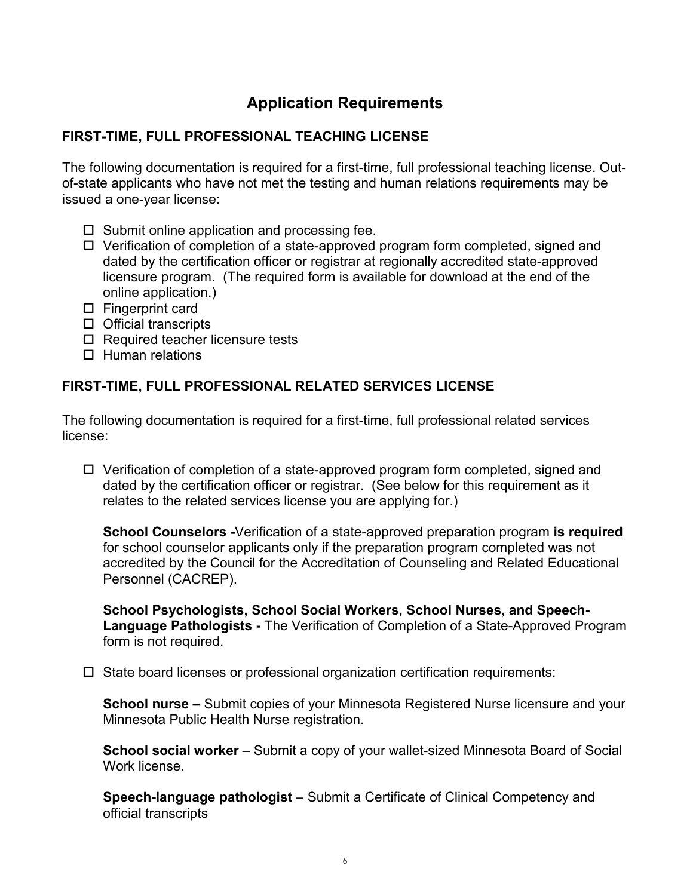# Application Requirements

## FIRST-TIME, FULL PROFESSIONAL TEACHING LICENSE

The following documentation is required for a first-time, full professional teaching license. Out-of-state applicants who have not met the testing and human relations requirements may be issued a one-year license:

- ☐ Submit online application and processing fee.
- ☐ Verification of completion of a state-approved program form completed, signed and dated by the certification officer or registrar at regionally accredited state-approved licensure program. (The required form is available for download at the end of the online application.)
- ☐ Fingerprint card
- ☐ Official transcripts
- ☐ Required teacher licensure tests
- ☐ Human relations

## FIRST-TIME, FULL PROFESSIONAL RELATED SERVICES LICENSE

The following documentation is required for a first-time, full professional related services license:

- ☐ Verification of completion of a state-approved program form completed, signed and dated by the certification officer or registrar. (See below for this requirement as it relates to the related services license you are applying for.)

  **School Counselors -**Verification of a state-approved preparation program **is required** for school counselor applicants only if the preparation program completed was not accredited by the Council for the Accreditation of Counseling and Related Educational Personnel (CACREP).

  **School Psychologists, School Social Workers, School Nurses, and Speech-Language Pathologists -** The Verification of Completion of a State-Approved Program form is not required.

- ☐ State board licenses or professional organization certification requirements:

  **School nurse –** Submit copies of your Minnesota Registered Nurse licensure and your Minnesota Public Health Nurse registration.

  **School social worker** – Submit a copy of your wallet-sized Minnesota Board of Social Work license.

  **Speech-language pathologist** – Submit a Certificate of Clinical Competency and official transcripts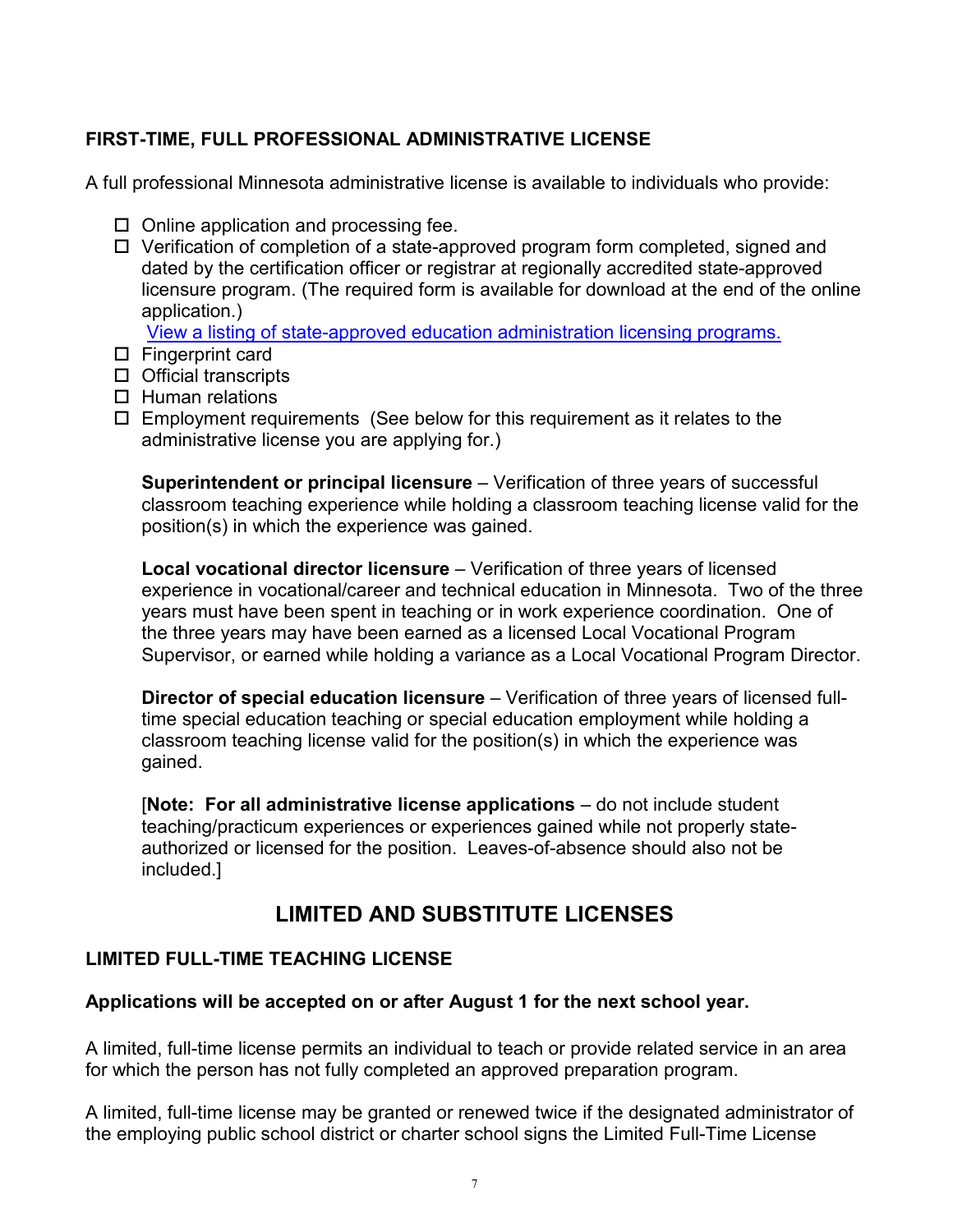### FIRST-TIME, FULL PROFESSIONAL ADMINISTRATIVE LICENSE

A full professional Minnesota administrative license is available to individuals who provide:

- ☐ Online application and processing fee.
- ☐ Verification of completion of a state-approved program form completed, signed and dated by the certification officer or registrar at regionally accredited state-approved licensure program. (The required form is available for download at the end of the online application.)
  [View a listing of state-approved education administration licensing programs.]
- ☐ Fingerprint card
- ☐ Official transcripts
- ☐ Human relations
- ☐ Employment requirements (See below for this requirement as it relates to the administrative license you are applying for.)

  **Superintendent or principal licensure** – Verification of three years of successful classroom teaching experience while holding a classroom teaching license valid for the position(s) in which the experience was gained.

  **Local vocational director licensure** – Verification of three years of licensed experience in vocational/career and technical education in Minnesota. Two of the three years must have been spent in teaching or in work experience coordination. One of the three years may have been earned as a licensed Local Vocational Program Supervisor, or earned while holding a variance as a Local Vocational Program Director.

  **Director of special education licensure** – Verification of three years of licensed full-time special education teaching or special education employment while holding a classroom teaching license valid for the position(s) in which the experience was gained.

  [**Note: For all administrative license applications** – do not include student teaching/practicum experiences or experiences gained while not properly state-authorized or licensed for the position. Leaves-of-absence should also not be included.]

## LIMITED AND SUBSTITUTE LICENSES

### LIMITED FULL-TIME TEACHING LICENSE

**Applications will be accepted on or after August 1 for the next school year.**

A limited, full-time license permits an individual to teach or provide related service in an area for which the person has not fully completed an approved preparation program.

A limited, full-time license may be granted or renewed twice if the designated administrator of the employing public school district or charter school signs the Limited Full-Time License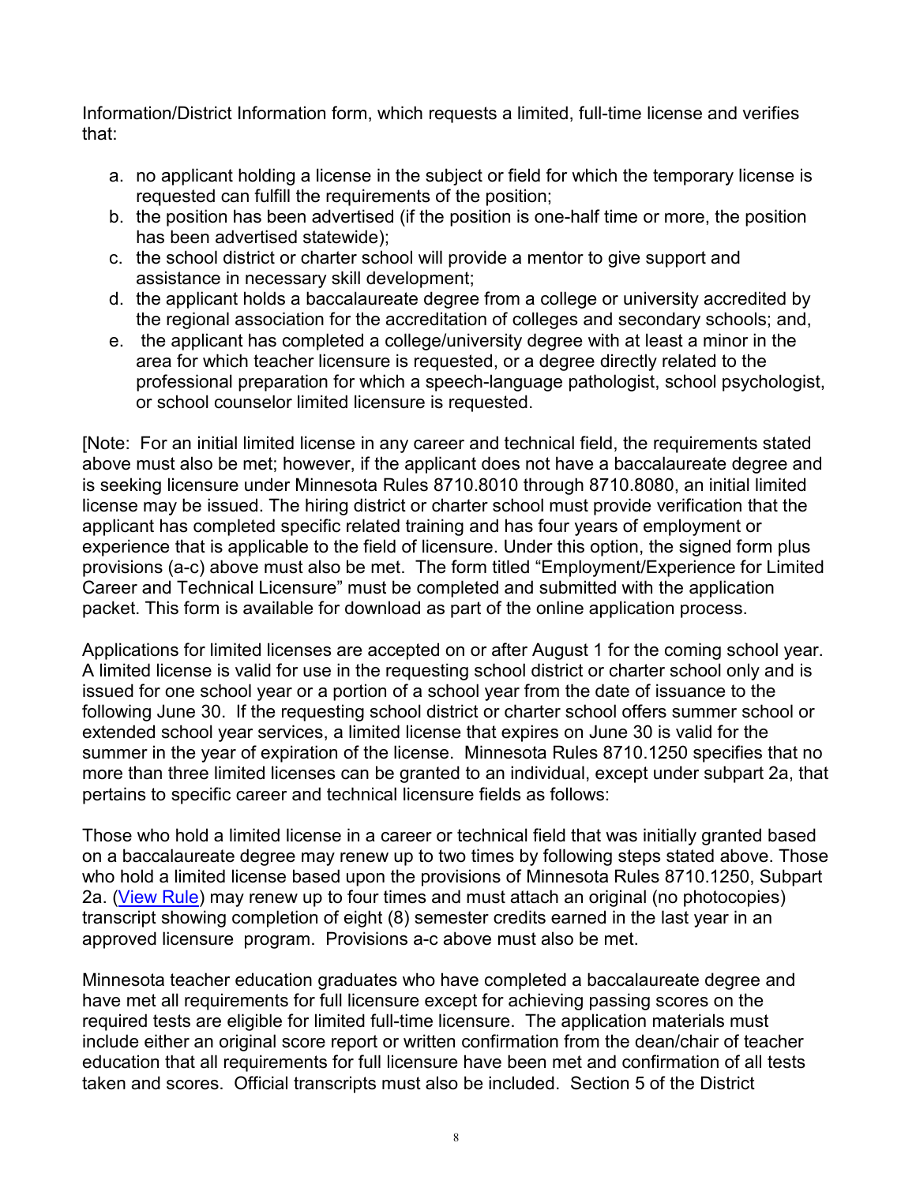Information/District Information form, which requests a limited, full-time license and verifies that:

a. no applicant holding a license in the subject or field for which the temporary license is requested can fulfill the requirements of the position;
b. the position has been advertised (if the position is one-half time or more, the position has been advertised statewide);
c. the school district or charter school will provide a mentor to give support and assistance in necessary skill development;
d. the applicant holds a baccalaureate degree from a college or university accredited by the regional association for the accreditation of colleges and secondary schools; and,
e. the applicant has completed a college/university degree with at least a minor in the area for which teacher licensure is requested, or a degree directly related to the professional preparation for which a speech-language pathologist, school psychologist, or school counselor limited licensure is requested.

[Note: For an initial limited license in any career and technical field, the requirements stated above must also be met; however, if the applicant does not have a baccalaureate degree and is seeking licensure under Minnesota Rules 8710.8010 through 8710.8080, an initial limited license may be issued. The hiring district or charter school must provide verification that the applicant has completed specific related training and has four years of employment or experience that is applicable to the field of licensure. Under this option, the signed form plus provisions (a-c) above must also be met. The form titled "Employment/Experience for Limited Career and Technical Licensure" must be completed and submitted with the application packet. This form is available for download as part of the online application process.

Applications for limited licenses are accepted on or after August 1 for the coming school year. A limited license is valid for use in the requesting school district or charter school only and is issued for one school year or a portion of a school year from the date of issuance to the following June 30. If the requesting school district or charter school offers summer school or extended school year services, a limited license that expires on June 30 is valid for the summer in the year of expiration of the license. Minnesota Rules 8710.1250 specifies that no more than three limited licenses can be granted to an individual, except under subpart 2a, that pertains to specific career and technical licensure fields as follows:

Those who hold a limited license in a career or technical field that was initially granted based on a baccalaureate degree may renew up to two times by following steps stated above. Those who hold a limited license based upon the provisions of Minnesota Rules 8710.1250, Subpart 2a. (View Rule) may renew up to four times and must attach an original (no photocopies) transcript showing completion of eight (8) semester credits earned in the last year in an approved licensure program. Provisions a-c above must also be met.

Minnesota teacher education graduates who have completed a baccalaureate degree and have met all requirements for full licensure except for achieving passing scores on the required tests are eligible for limited full-time licensure. The application materials must include either an original score report or written confirmation from the dean/chair of teacher education that all requirements for full licensure have been met and confirmation of all tests taken and scores. Official transcripts must also be included. Section 5 of the District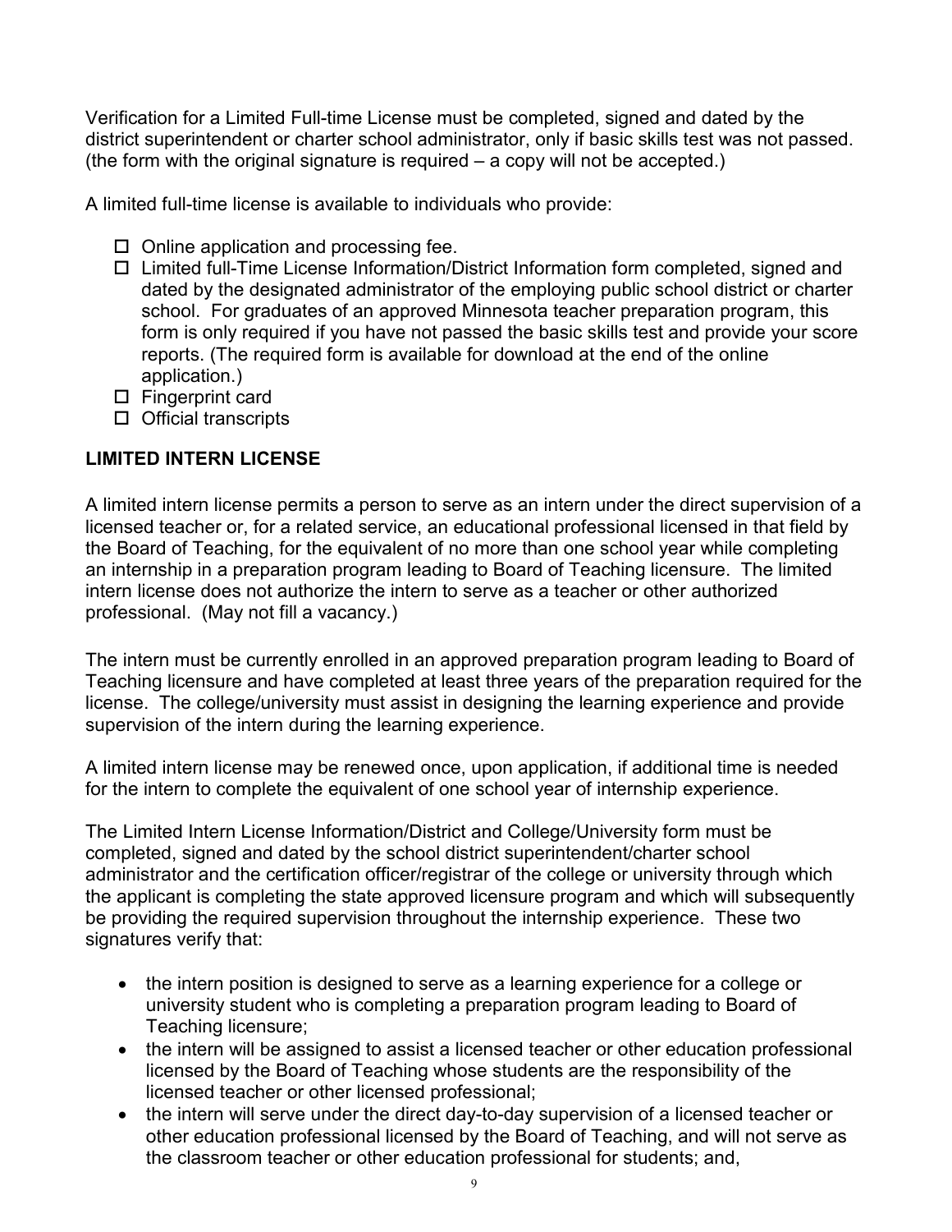Verification for a Limited Full-time License must be completed, signed and dated by the district superintendent or charter school administrator, only if basic skills test was not passed. (the form with the original signature is required – a copy will not be accepted.)

A limited full-time license is available to individuals who provide:

- ☐ Online application and processing fee.
- ☐ Limited full-Time License Information/District Information form completed, signed and dated by the designated administrator of the employing public school district or charter school. For graduates of an approved Minnesota teacher preparation program, this form is only required if you have not passed the basic skills test and provide your score reports. (The required form is available for download at the end of the online application.)
- ☐ Fingerprint card
- ☐ Official transcripts

**LIMITED INTERN LICENSE**

A limited intern license permits a person to serve as an intern under the direct supervision of a licensed teacher or, for a related service, an educational professional licensed in that field by the Board of Teaching, for the equivalent of no more than one school year while completing an internship in a preparation program leading to Board of Teaching licensure. The limited intern license does not authorize the intern to serve as a teacher or other authorized professional. (May not fill a vacancy.)

The intern must be currently enrolled in an approved preparation program leading to Board of Teaching licensure and have completed at least three years of the preparation required for the license. The college/university must assist in designing the learning experience and provide supervision of the intern during the learning experience.

A limited intern license may be renewed once, upon application, if additional time is needed for the intern to complete the equivalent of one school year of internship experience.

The Limited Intern License Information/District and College/University form must be completed, signed and dated by the school district superintendent/charter school administrator and the certification officer/registrar of the college or university through which the applicant is completing the state approved licensure program and which will subsequently be providing the required supervision throughout the internship experience. These two signatures verify that:

- the intern position is designed to serve as a learning experience for a college or university student who is completing a preparation program leading to Board of Teaching licensure;
- the intern will be assigned to assist a licensed teacher or other education professional licensed by the Board of Teaching whose students are the responsibility of the licensed teacher or other licensed professional;
- the intern will serve under the direct day-to-day supervision of a licensed teacher or other education professional licensed by the Board of Teaching, and will not serve as the classroom teacher or other education professional for students; and,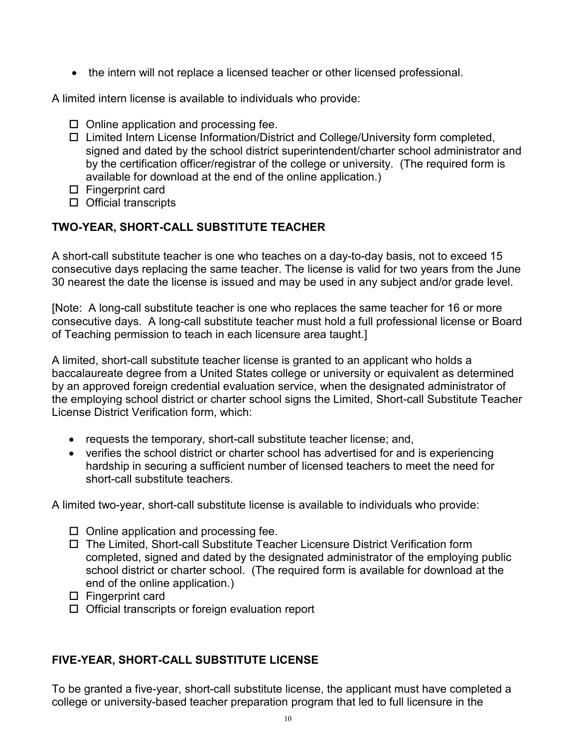- the intern will not replace a licensed teacher or other licensed professional.

A limited intern license is available to individuals who provide:

- ☐ Online application and processing fee.
- ☐ Limited Intern License Information/District and College/University form completed, signed and dated by the school district superintendent/charter school administrator and by the certification officer/registrar of the college or university. (The required form is available for download at the end of the online application.)
- ☐ Fingerprint card
- ☐ Official transcripts

## TWO-YEAR, SHORT-CALL SUBSTITUTE TEACHER

A short-call substitute teacher is one who teaches on a day-to-day basis, not to exceed 15 consecutive days replacing the same teacher. The license is valid for two years from the June 30 nearest the date the license is issued and may be used in any subject and/or grade level.

[Note: A long-call substitute teacher is one who replaces the same teacher for 16 or more consecutive days. A long-call substitute teacher must hold a full professional license or Board of Teaching permission to teach in each licensure area taught.]

A limited, short-call substitute teacher license is granted to an applicant who holds a baccalaureate degree from a United States college or university or equivalent as determined by an approved foreign credential evaluation service, when the designated administrator of the employing school district or charter school signs the Limited, Short-call Substitute Teacher License District Verification form, which:

- requests the temporary, short-call substitute teacher license; and,
- verifies the school district or charter school has advertised for and is experiencing hardship in securing a sufficient number of licensed teachers to meet the need for short-call substitute teachers.

A limited two-year, short-call substitute license is available to individuals who provide:

- ☐ Online application and processing fee.
- ☐ The Limited, Short-call Substitute Teacher Licensure District Verification form completed, signed and dated by the designated administrator of the employing public school district or charter school. (The required form is available for download at the end of the online application.)
- ☐ Fingerprint card
- ☐ Official transcripts or foreign evaluation report

## FIVE-YEAR, SHORT-CALL SUBSTITUTE LICENSE

To be granted a five-year, short-call substitute license, the applicant must have completed a college or university-based teacher preparation program that led to full licensure in the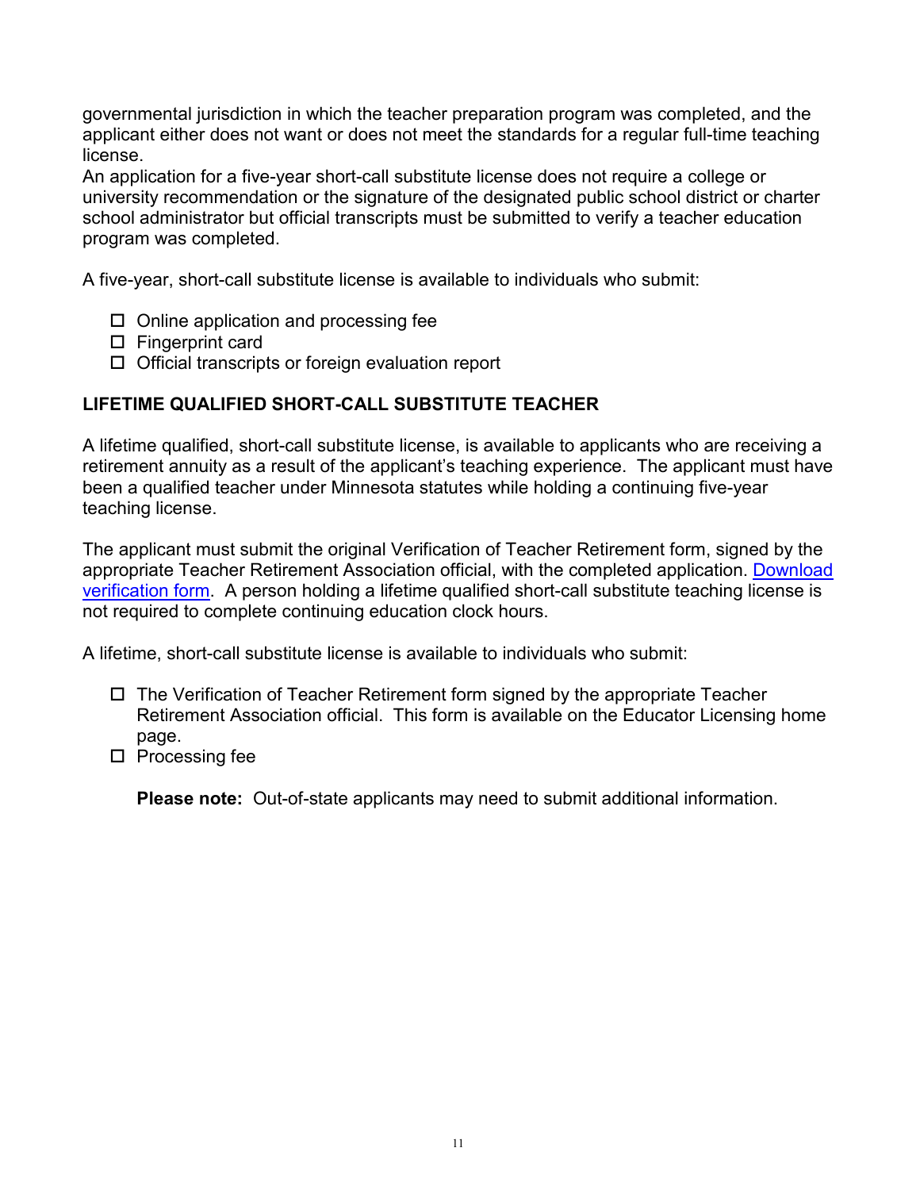governmental jurisdiction in which the teacher preparation program was completed, and the applicant either does not want or does not meet the standards for a regular full-time teaching license.
An application for a five-year short-call substitute license does not require a college or university recommendation or the signature of the designated public school district or charter school administrator but official transcripts must be submitted to verify a teacher education program was completed.

A five-year, short-call substitute license is available to individuals who submit:

- ☐ Online application and processing fee
- ☐ Fingerprint card
- ☐ Official transcripts or foreign evaluation report

**LIFETIME QUALIFIED SHORT-CALL SUBSTITUTE TEACHER**

A lifetime qualified, short-call substitute license, is available to applicants who are receiving a retirement annuity as a result of the applicant's teaching experience. The applicant must have been a qualified teacher under Minnesota statutes while holding a continuing five-year teaching license.

The applicant must submit the original Verification of Teacher Retirement form, signed by the appropriate Teacher Retirement Association official, with the completed application. Download verification form. A person holding a lifetime qualified short-call substitute teaching license is not required to complete continuing education clock hours.

A lifetime, short-call substitute license is available to individuals who submit:

- ☐ The Verification of Teacher Retirement form signed by the appropriate Teacher Retirement Association official. This form is available on the Educator Licensing home page.
- ☐ Processing fee

**Please note:** Out-of-state applicants may need to submit additional information.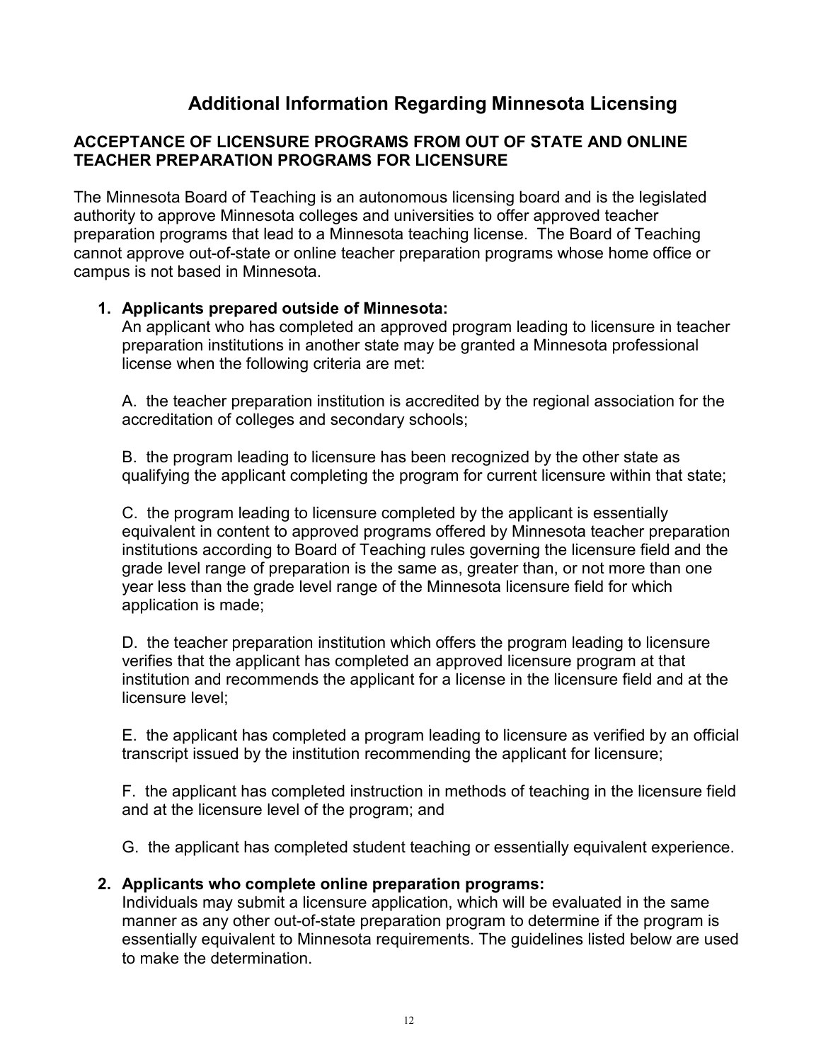# Additional Information Regarding Minnesota Licensing

## ACCEPTANCE OF LICENSURE PROGRAMS FROM OUT OF STATE AND ONLINE TEACHER PREPARATION PROGRAMS FOR LICENSURE

The Minnesota Board of Teaching is an autonomous licensing board and is the legislated authority to approve Minnesota colleges and universities to offer approved teacher preparation programs that lead to a Minnesota teaching license. The Board of Teaching cannot approve out-of-state or online teacher preparation programs whose home office or campus is not based in Minnesota.

1. **Applicants prepared outside of Minnesota:**
   An applicant who has completed an approved program leading to licensure in teacher preparation institutions in another state may be granted a Minnesota professional license when the following criteria are met:

   A. the teacher preparation institution is accredited by the regional association for the accreditation of colleges and secondary schools;

   B. the program leading to licensure has been recognized by the other state as qualifying the applicant completing the program for current licensure within that state;

   C. the program leading to licensure completed by the applicant is essentially equivalent in content to approved programs offered by Minnesota teacher preparation institutions according to Board of Teaching rules governing the licensure field and the grade level range of preparation is the same as, greater than, or not more than one year less than the grade level range of the Minnesota licensure field for which application is made;

   D. the teacher preparation institution which offers the program leading to licensure verifies that the applicant has completed an approved licensure program at that institution and recommends the applicant for a license in the licensure field and at the licensure level;

   E. the applicant has completed a program leading to licensure as verified by an official transcript issued by the institution recommending the applicant for licensure;

   F. the applicant has completed instruction in methods of teaching in the licensure field and at the licensure level of the program; and

   G. the applicant has completed student teaching or essentially equivalent experience.

2. **Applicants who complete online preparation programs:**
   Individuals may submit a licensure application, which will be evaluated in the same manner as any other out-of-state preparation program to determine if the program is essentially equivalent to Minnesota requirements. The guidelines listed below are used to make the determination.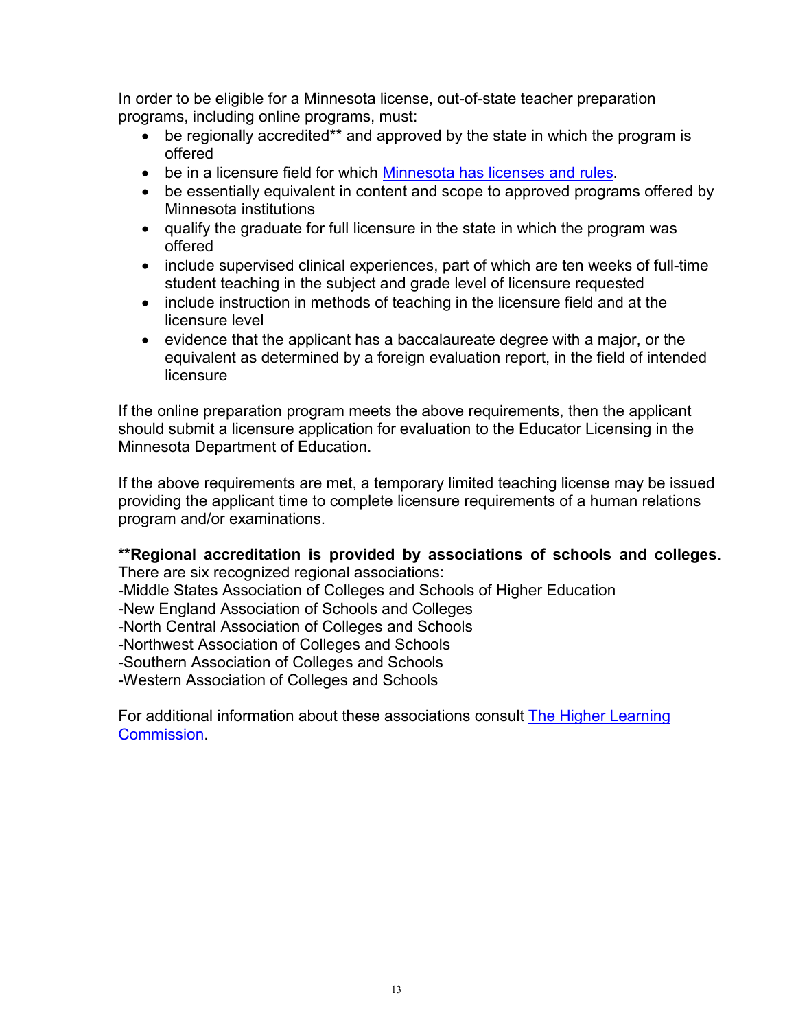In order to be eligible for a Minnesota license, out-of-state teacher preparation programs, including online programs, must:

- be regionally accredited** and approved by the state in which the program is offered
- be in a licensure field for which Minnesota has licenses and rules.
- be essentially equivalent in content and scope to approved programs offered by Minnesota institutions
- qualify the graduate for full licensure in the state in which the program was offered
- include supervised clinical experiences, part of which are ten weeks of full-time student teaching in the subject and grade level of licensure requested
- include instruction in methods of teaching in the licensure field and at the licensure level
- evidence that the applicant has a baccalaureate degree with a major, or the equivalent as determined by a foreign evaluation report, in the field of intended licensure

If the online preparation program meets the above requirements, then the applicant should submit a licensure application for evaluation to the Educator Licensing in the Minnesota Department of Education.

If the above requirements are met, a temporary limited teaching license may be issued providing the applicant time to complete licensure requirements of a human relations program and/or examinations.

**\*\*Regional accreditation is provided by associations of schools and colleges**.
There are six recognized regional associations:
-Middle States Association of Colleges and Schools of Higher Education
-New England Association of Schools and Colleges
-North Central Association of Colleges and Schools
-Northwest Association of Colleges and Schools
-Southern Association of Colleges and Schools
-Western Association of Colleges and Schools

For additional information about these associations consult The Higher Learning Commission.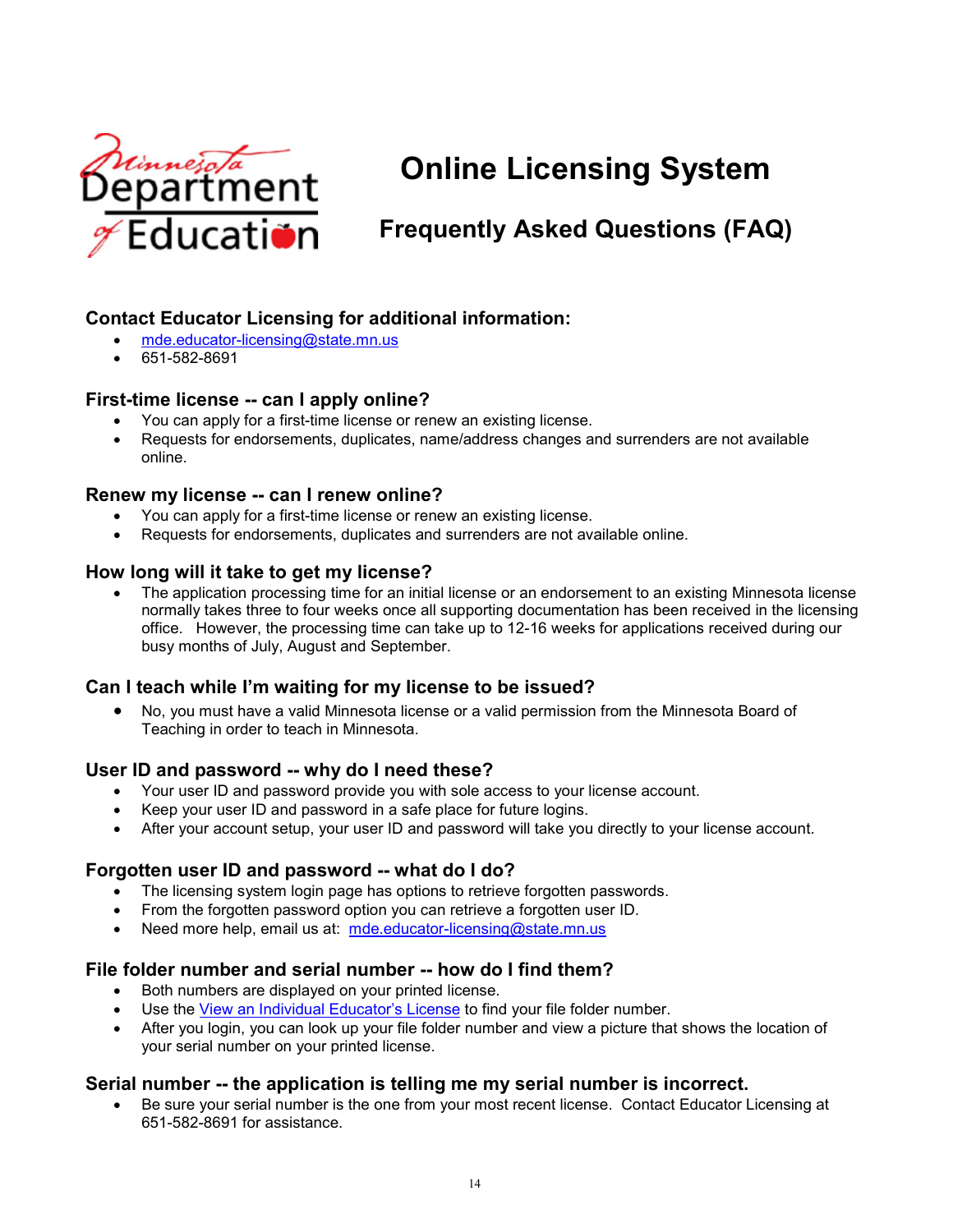# Online Licensing System

## Frequently Asked Questions (FAQ)

### Contact Educator Licensing for additional information:

- mde.educator-licensing@state.mn.us
- 651-582-8691

### First-time license -- can I apply online?

- You can apply for a first-time license or renew an existing license.
- Requests for endorsements, duplicates, name/address changes and surrenders are not available online.

### Renew my license -- can I renew online?

- You can apply for a first-time license or renew an existing license.
- Requests for endorsements, duplicates and surrenders are not available online.

### How long will it take to get my license?

- The application processing time for an initial license or an endorsement to an existing Minnesota license normally takes three to four weeks once all supporting documentation has been received in the licensing office. However, the processing time can take up to 12-16 weeks for applications received during our busy months of July, August and September.

### Can I teach while I'm waiting for my license to be issued?

- No, you must have a valid Minnesota license or a valid permission from the Minnesota Board of Teaching in order to teach in Minnesota.

### User ID and password -- why do I need these?

- Your user ID and password provide you with sole access to your license account.
- Keep your user ID and password in a safe place for future logins.
- After your account setup, your user ID and password will take you directly to your license account.

### Forgotten user ID and password -- what do I do?

- The licensing system login page has options to retrieve forgotten passwords.
- From the forgotten password option you can retrieve a forgotten user ID.
- Need more help, email us at: mde.educator-licensing@state.mn.us

### File folder number and serial number -- how do I find them?

- Both numbers are displayed on your printed license.
- Use the View an Individual Educator's License to find your file folder number.
- After you login, you can look up your file folder number and view a picture that shows the location of your serial number on your printed license.

### Serial number -- the application is telling me my serial number is incorrect.

- Be sure your serial number is the one from your most recent license. Contact Educator Licensing at 651-582-8691 for assistance.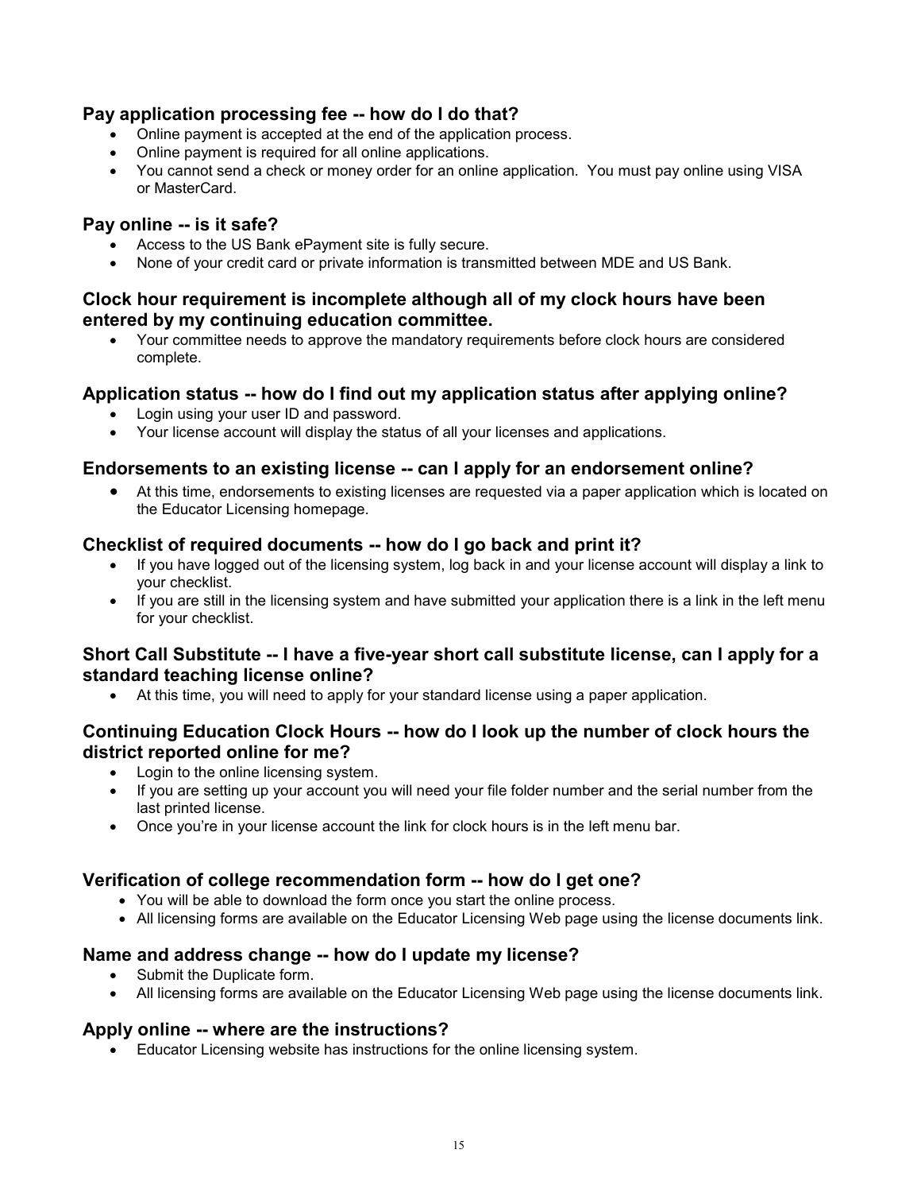### Pay application processing fee -- how do I do that?

- Online payment is accepted at the end of the application process.
- Online payment is required for all online applications.
- You cannot send a check or money order for an online application. You must pay online using VISA or MasterCard.

### Pay online -- is it safe?

- Access to the US Bank ePayment site is fully secure.
- None of your credit card or private information is transmitted between MDE and US Bank.

### Clock hour requirement is incomplete although all of my clock hours have been entered by my continuing education committee.

- Your committee needs to approve the mandatory requirements before clock hours are considered complete.

### Application status -- how do I find out my application status after applying online?

- Login using your user ID and password.
- Your license account will display the status of all your licenses and applications.

### Endorsements to an existing license -- can I apply for an endorsement online?

- At this time, endorsements to existing licenses are requested via a paper application which is located on the Educator Licensing homepage.

### Checklist of required documents -- how do I go back and print it?

- If you have logged out of the licensing system, log back in and your license account will display a link to your checklist.
- If you are still in the licensing system and have submitted your application there is a link in the left menu for your checklist.

### Short Call Substitute -- I have a five-year short call substitute license, can I apply for a standard teaching license online?

- At this time, you will need to apply for your standard license using a paper application.

### Continuing Education Clock Hours -- how do I look up the number of clock hours the district reported online for me?

- Login to the online licensing system.
- If you are setting up your account you will need your file folder number and the serial number from the last printed license.
- Once you're in your license account the link for clock hours is in the left menu bar.

### Verification of college recommendation form -- how do I get one?

- You will be able to download the form once you start the online process.
- All licensing forms are available on the Educator Licensing Web page using the license documents link.

### Name and address change -- how do I update my license?

- Submit the Duplicate form.
- All licensing forms are available on the Educator Licensing Web page using the license documents link.

### Apply online -- where are the instructions?

- Educator Licensing website has instructions for the online licensing system.